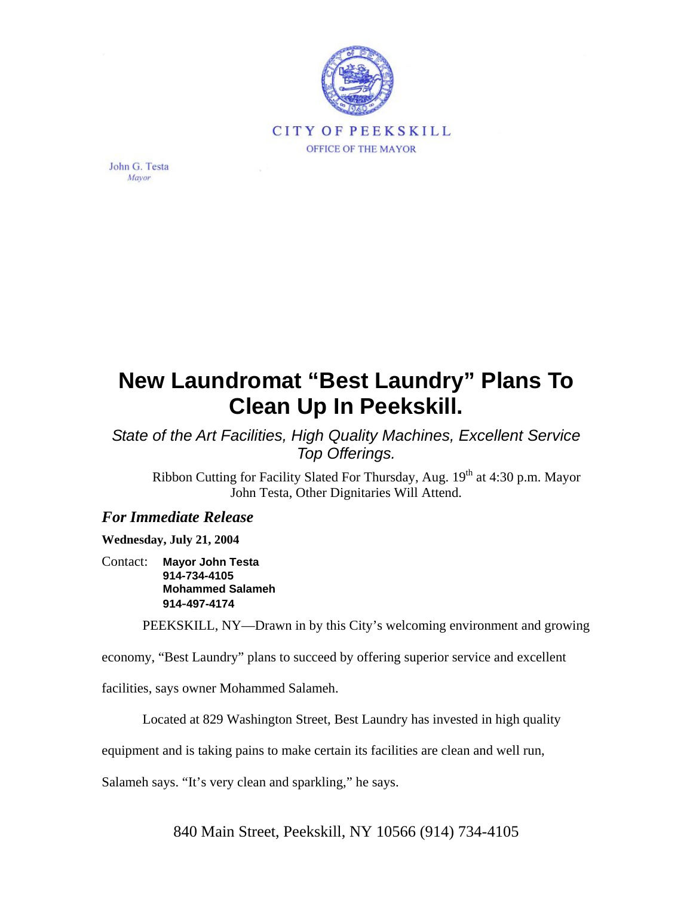CITY OF PEEKSKILL

OFFICE OF THE MAYOR

John G. Testa
*Mayor*

# New Laundromat "Best Laundry" Plans To Clean Up In Peekskill.

*State of the Art Facilities, High Quality Machines, Excellent Service Top Offerings.*

Ribbon Cutting for Facility Slated For Thursday, Aug. 19th at 4:30 p.m. Mayor John Testa, Other Dignitaries Will Attend.

***For Immediate Release***

**Wednesday, July 21, 2004**

Contact: **Mayor John Testa**
**914-734-4105**
**Mohammed Salameh**
**914-497-4174**

PEEKSKILL, NY—Drawn in by this City's welcoming environment and growing economy, "Best Laundry" plans to succeed by offering superior service and excellent facilities, says owner Mohammed Salameh.

Located at 829 Washington Street, Best Laundry has invested in high quality equipment and is taking pains to make certain its facilities are clean and well run, Salameh says. "It's very clean and sparkling," he says.

840 Main Street, Peekskill, NY 10566 (914) 734-4105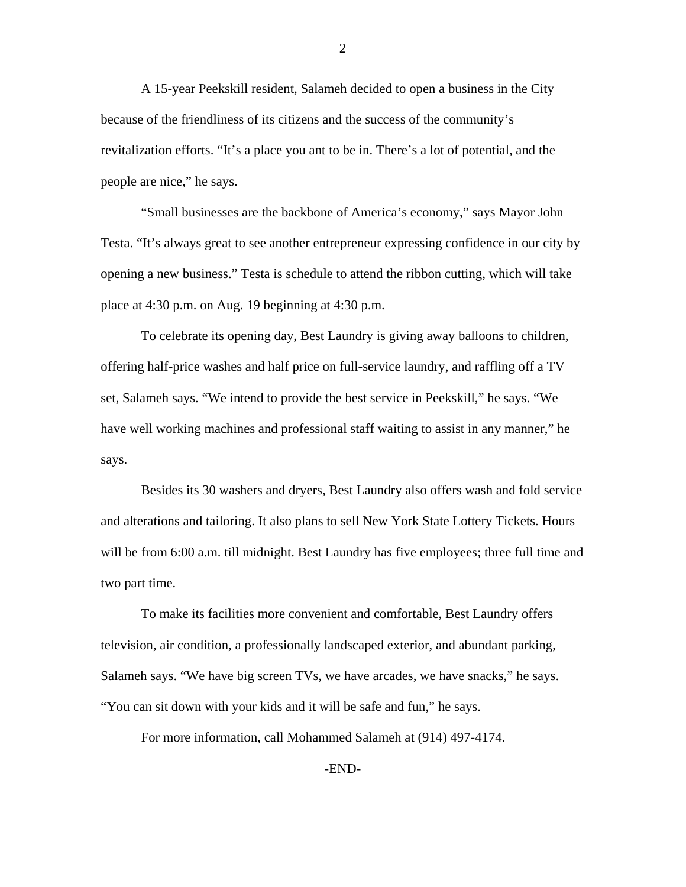A 15-year Peekskill resident, Salameh decided to open a business in the City because of the friendliness of its citizens and the success of the community's revitalization efforts. "It's a place you ant to be in. There's a lot of potential, and the people are nice," he says.

"Small businesses are the backbone of America's economy," says Mayor John Testa. "It's always great to see another entrepreneur expressing confidence in our city by opening a new business." Testa is schedule to attend the ribbon cutting, which will take place at 4:30 p.m. on Aug. 19 beginning at 4:30 p.m.

To celebrate its opening day, Best Laundry is giving away balloons to children, offering half-price washes and half price on full-service laundry, and raffling off a TV set, Salameh says. "We intend to provide the best service in Peekskill," he says. "We have well working machines and professional staff waiting to assist in any manner," he says.

Besides its 30 washers and dryers, Best Laundry also offers wash and fold service and alterations and tailoring. It also plans to sell New York State Lottery Tickets. Hours will be from 6:00 a.m. till midnight. Best Laundry has five employees; three full time and two part time.

To make its facilities more convenient and comfortable, Best Laundry offers television, air condition, a professionally landscaped exterior, and abundant parking, Salameh says. "We have big screen TVs, we have arcades, we have snacks," he says. "You can sit down with your kids and it will be safe and fun," he says.

For more information, call Mohammed Salameh at (914) 497-4174.

-END-